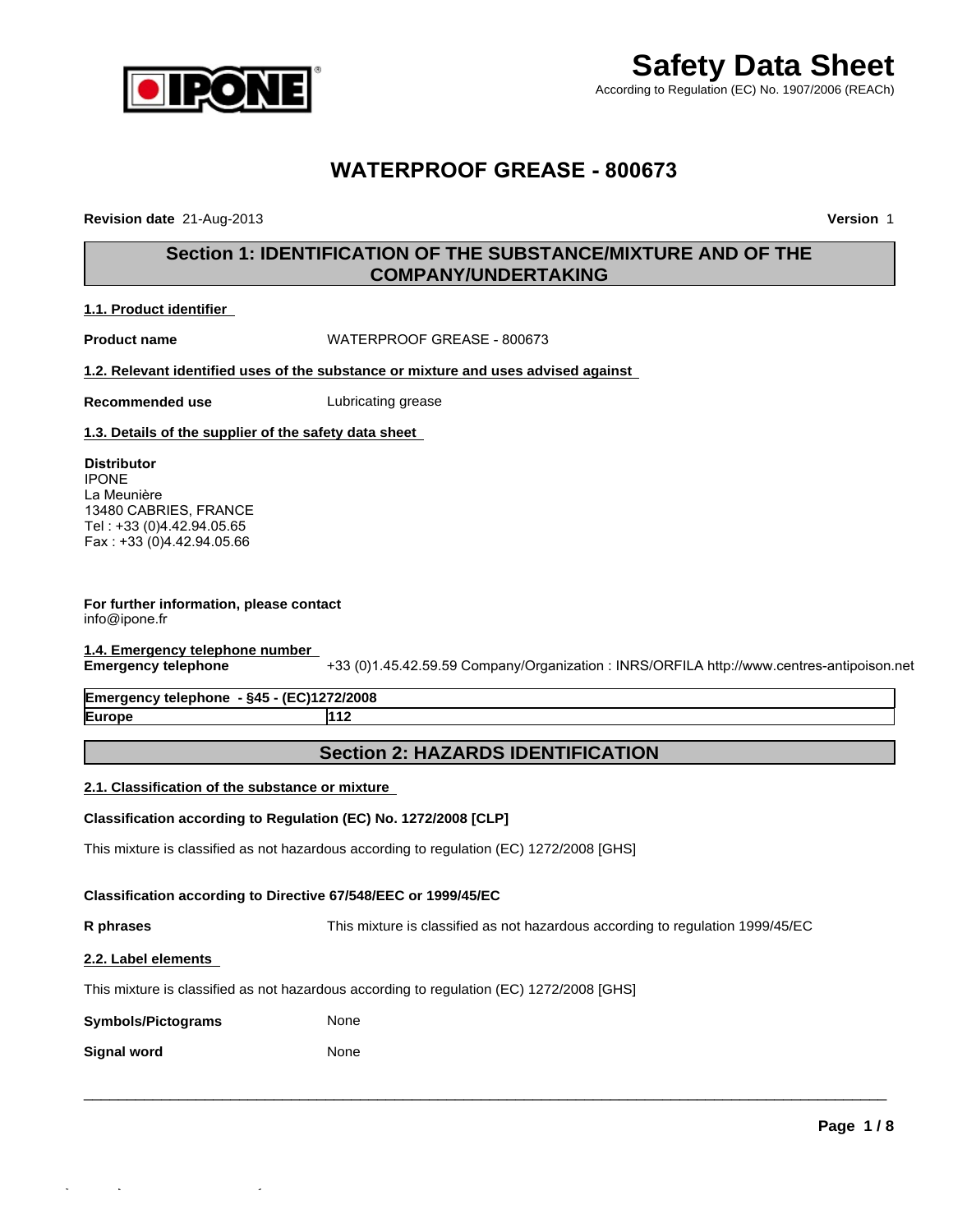# Safety Data Sheet

According to Regulation (EC) No. 1907/2006 (REACh)

# WATERPROOF GREASE - 800673

**Revision date** 21-Aug-2013 **Version** 1

## Section 1: IDENTIFICATION OF THE SUBSTANCE/MIXTURE AND OF THE COMPANY/UNDERTAKING

### 1.1. Product identifier

**Product name** WATERPROOF GREASE - 800673

### 1.2. Relevant identified uses of the substance or mixture and uses advised against

**Recommended use** Lubricating grease

### 1.3. Details of the supplier of the safety data sheet

**Distributor**
IPONE
La Meunière
13480 CABRIES, FRANCE
Tel : +33 (0)4.42.94.05.65
Fax : +33 (0)4.42.94.05.66

**For further information, please contact**
info@ipone.fr

### 1.4. Emergency telephone number

**Emergency telephone** +33 (0)1.45.42.59.59 Company/Organization : INRS/ORFILA http://www.centres-antipoison.net

| Emergency telephone - §45 - (EC)1272/2008 | |
|---|---|
| Europe | 112 |

## Section 2: HAZARDS IDENTIFICATION

### 2.1. Classification of the substance or mixture

**Classification according to Regulation (EC) No. 1272/2008 [CLP]**

This mixture is classified as not hazardous according to regulation (EC) 1272/2008 [GHS]

**Classification according to Directive 67/548/EEC or 1999/45/EC**

**R phrases** This mixture is classified as not hazardous according to regulation 1999/45/EC

### 2.2. Label elements

This mixture is classified as not hazardous according to regulation (EC) 1272/2008 [GHS]

**Symbols/Pictograms** None

**Signal word** None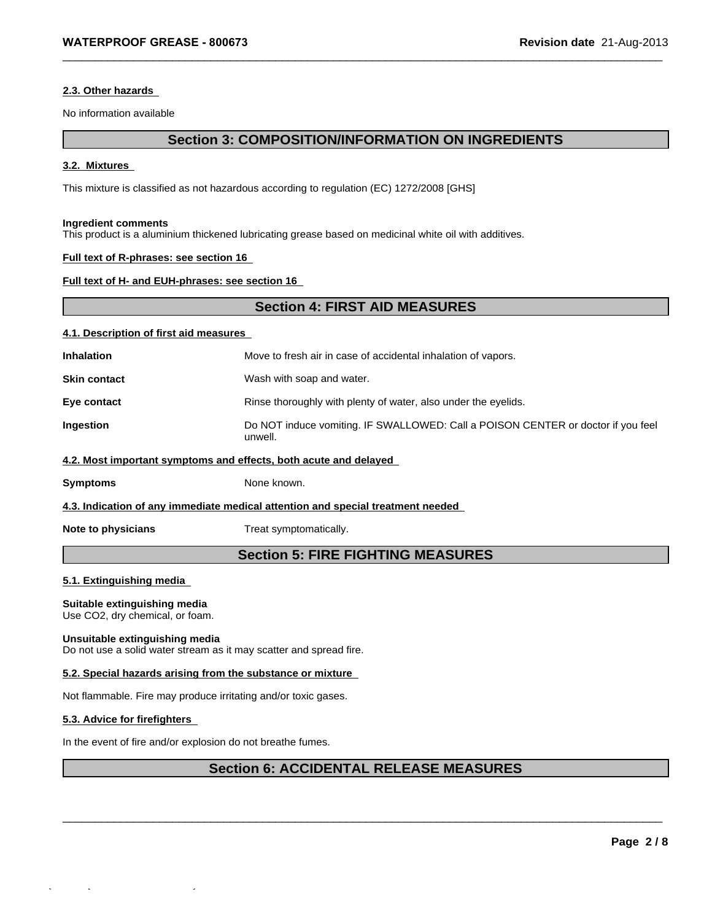### 2.3. Other hazards

No information available

## Section 3: COMPOSITION/INFORMATION ON INGREDIENTS

### 3.2. Mixtures

This mixture is classified as not hazardous according to regulation (EC) 1272/2008 [GHS]

**Ingredient comments**
This product is a aluminium thickened lubricating grease based on medicinal white oil with additives.

**Full text of R-phrases: see section 16**

**Full text of H- and EUH-phrases: see section 16**

## Section 4: FIRST AID MEASURES

### 4.1. Description of first aid measures

**Inhalation** Move to fresh air in case of accidental inhalation of vapors.

**Skin contact** Wash with soap and water.

**Eye contact** Rinse thoroughly with plenty of water, also under the eyelids.

**Ingestion** Do NOT induce vomiting. IF SWALLOWED: Call a POISON CENTER or doctor if you feel unwell.

### 4.2. Most important symptoms and effects, both acute and delayed

**Symptoms** None known.

### 4.3. Indication of any immediate medical attention and special treatment needed

**Note to physicians** Treat symptomatically.

## Section 5: FIRE FIGHTING MEASURES

### 5.1. Extinguishing media

**Suitable extinguishing media**
Use CO2, dry chemical, or foam.

**Unsuitable extinguishing media**
Do not use a solid water stream as it may scatter and spread fire.

### 5.2. Special hazards arising from the substance or mixture

Not flammable. Fire may produce irritating and/or toxic gases.

### 5.3. Advice for firefighters

In the event of fire and/or explosion do not breathe fumes.

## Section 6: ACCIDENTAL RELEASE MEASURES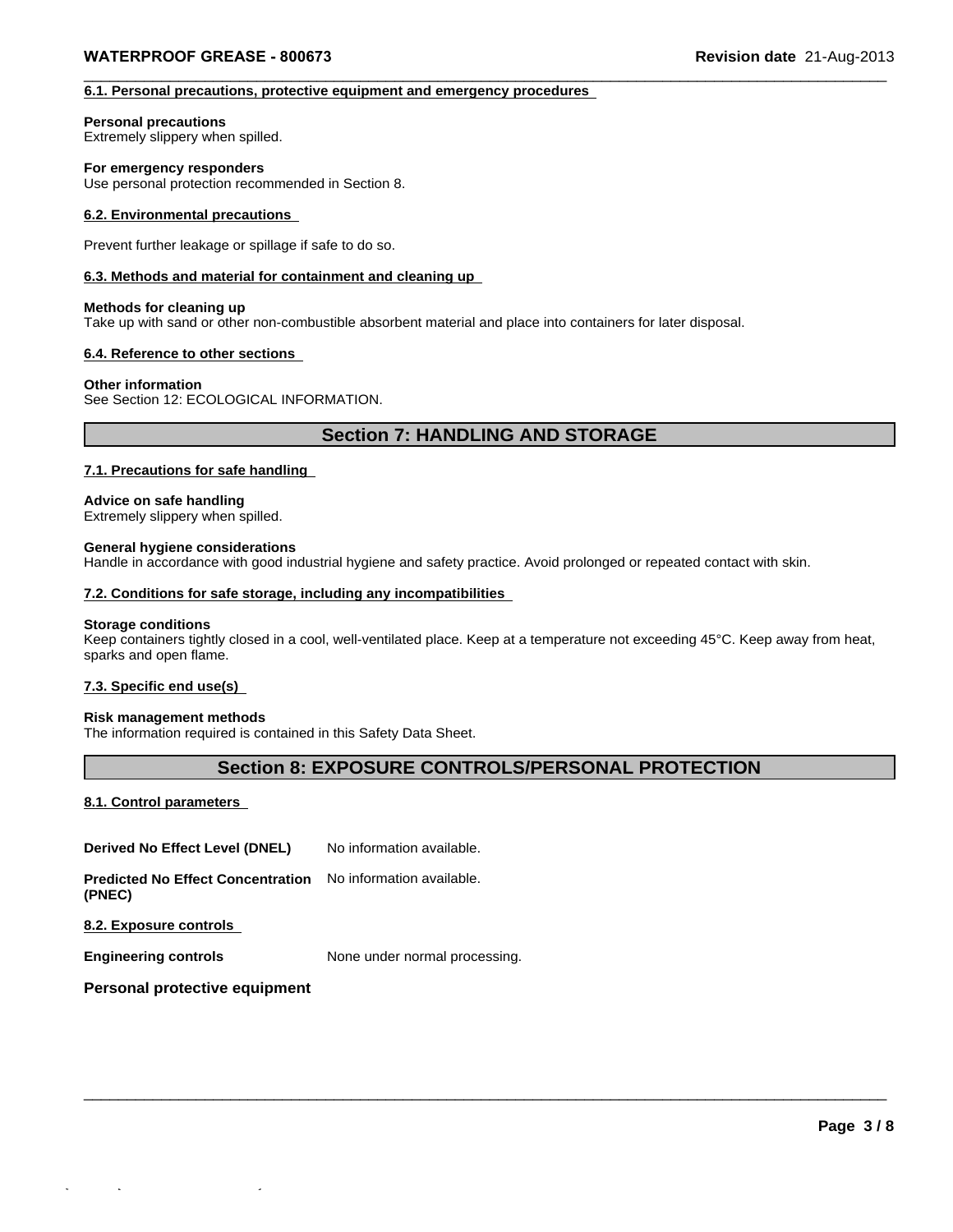### 6.1. Personal precautions, protective equipment and emergency procedures

**Personal precautions**
Extremely slippery when spilled.

**For emergency responders**
Use personal protection recommended in Section 8.

### 6.2. Environmental precautions

Prevent further leakage or spillage if safe to do so.

### 6.3. Methods and material for containment and cleaning up

**Methods for cleaning up**
Take up with sand or other non-combustible absorbent material and place into containers for later disposal.

### 6.4. Reference to other sections

**Other information**
See Section 12: ECOLOGICAL INFORMATION.

## Section 7: HANDLING AND STORAGE

### 7.1. Precautions for safe handling

**Advice on safe handling**
Extremely slippery when spilled.

**General hygiene considerations**
Handle in accordance with good industrial hygiene and safety practice. Avoid prolonged or repeated contact with skin.

### 7.2. Conditions for safe storage, including any incompatibilities

**Storage conditions**
Keep containers tightly closed in a cool, well-ventilated place. Keep at a temperature not exceeding 45°C. Keep away from heat, sparks and open flame.

### 7.3. Specific end use(s)

**Risk management methods**
The information required is contained in this Safety Data Sheet.

## Section 8: EXPOSURE CONTROLS/PERSONAL PROTECTION

### 8.1. Control parameters

**Derived No Effect Level (DNEL)** No information available.

**Predicted No Effect Concentration (PNEC)** No information available.

### 8.2. Exposure controls

**Engineering controls** None under normal processing.

**Personal protective equipment**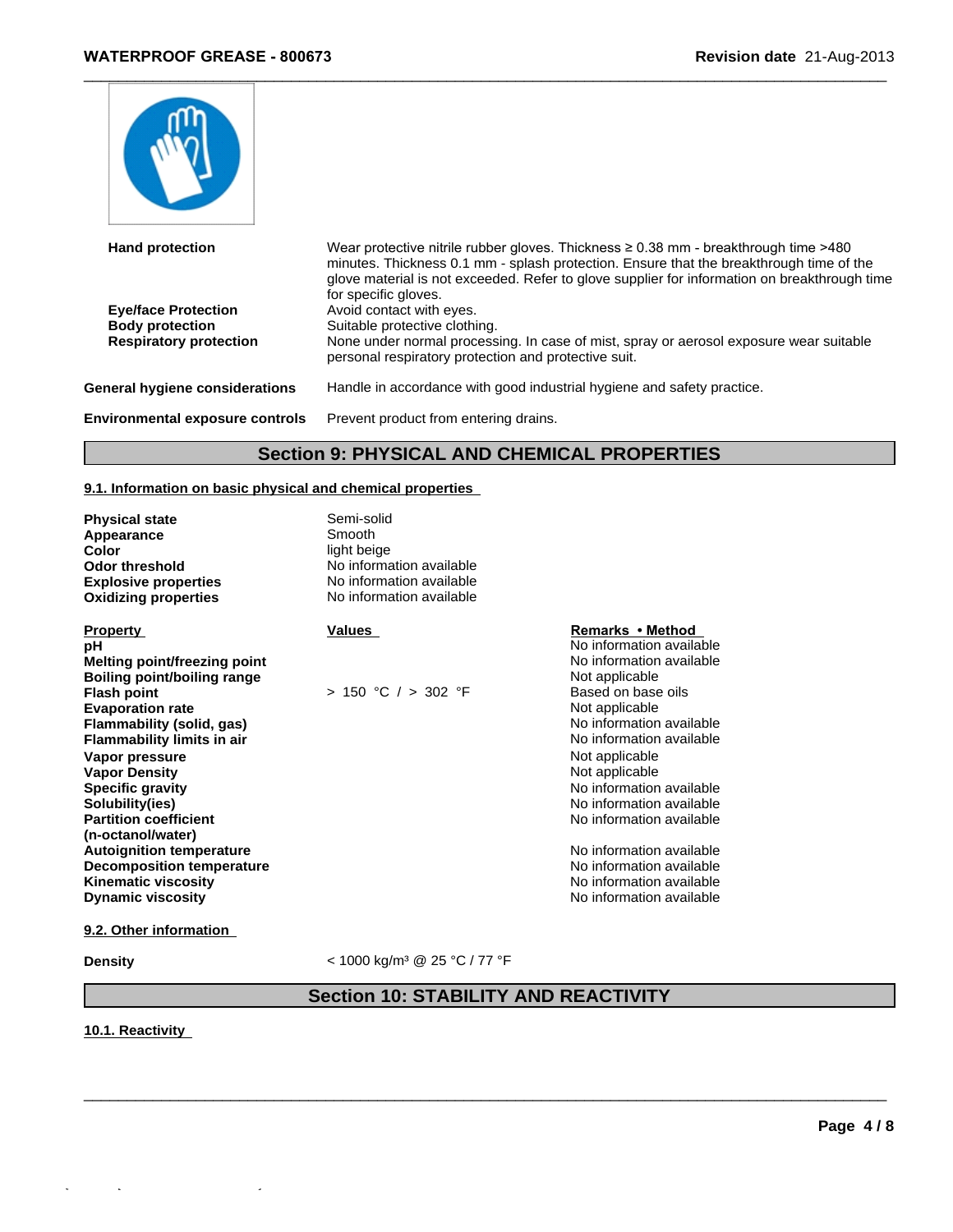| | |
|---|---|
| **Hand protection** | Wear protective nitrile rubber gloves. Thickness ≥ 0.38 mm - breakthrough time >480 minutes. Thickness 0.1 mm - splash protection. Ensure that the breakthrough time of the glove material is not exceeded. Refer to glove supplier for information on breakthrough time for specific gloves. |
| **Eye/face Protection** | Avoid contact with eyes. |
| **Body protection** | Suitable protective clothing. |
| **Respiratory protection** | None under normal processing. In case of mist, spray or aerosol exposure wear suitable personal respiratory protection and protective suit. |

**General hygiene considerations** Handle in accordance with good industrial hygiene and safety practice.

**Environmental exposure controls** Prevent product from entering drains.

## Section 9: PHYSICAL AND CHEMICAL PROPERTIES

### 9.1. Information on basic physical and chemical properties

| | |
|---|---|
| **Physical state** | Semi-solid |
| **Appearance** | Smooth |
| **Color** | light beige |
| **Odor threshold** | No information available |
| **Explosive properties** | No information available |
| **Oxidizing properties** | No information available |

| Property | Values | Remarks • Method |
|---|---|---|
| **pH** | | No information available |
| **Melting point/freezing point** | | No information available |
| **Boiling point/boiling range** | | Not applicable |
| **Flash point** | > 150 °C / > 302 °F | Based on base oils |
| **Evaporation rate** | | Not applicable |
| **Flammability (solid, gas)** | | No information available |
| **Flammability limits in air** | | No information available |
| **Vapor pressure** | | Not applicable |
| **Vapor Density** | | Not applicable |
| **Specific gravity** | | No information available |
| **Solubility(ies)** | | No information available |
| **Partition coefficient (n-octanol/water)** | | No information available |
| **Autoignition temperature** | | No information available |
| **Decomposition temperature** | | No information available |
| **Kinematic viscosity** | | No information available |
| **Dynamic viscosity** | | No information available |

### 9.2. Other information

**Density** < 1000 kg/m³ @ 25 °C / 77 °F

## Section 10: STABILITY AND REACTIVITY

### 10.1. Reactivity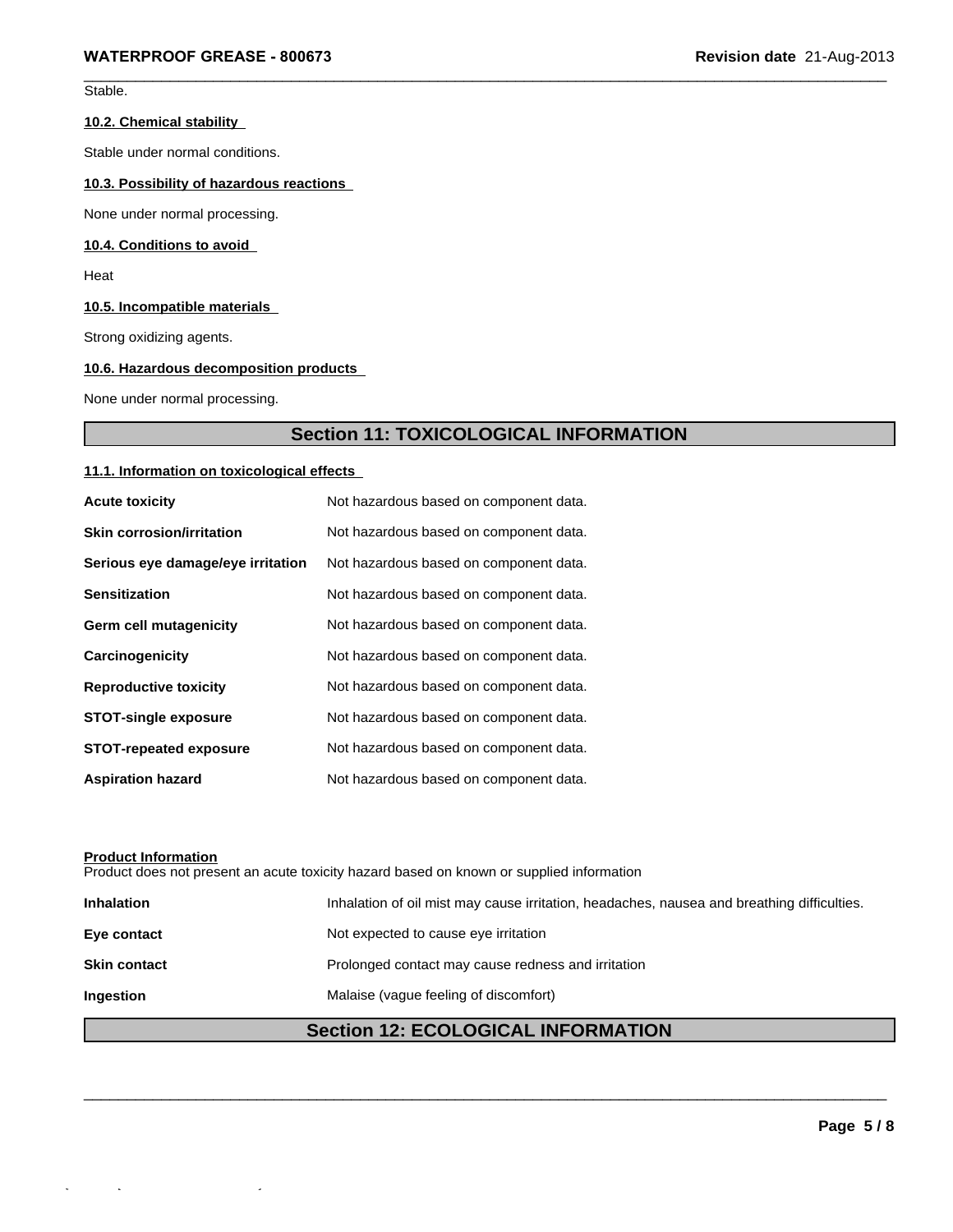Stable.

### 10.2. Chemical stability

Stable under normal conditions.

### 10.3. Possibility of hazardous reactions

None under normal processing.

### 10.4. Conditions to avoid

Heat

### 10.5. Incompatible materials

Strong oxidizing agents.

### 10.6. Hazardous decomposition products

None under normal processing.

## Section 11: TOXICOLOGICAL INFORMATION

### 11.1. Information on toxicological effects

| | |
|---|---|
| **Acute toxicity** | Not hazardous based on component data. |
| **Skin corrosion/irritation** | Not hazardous based on component data. |
| **Serious eye damage/eye irritation** | Not hazardous based on component data. |
| **Sensitization** | Not hazardous based on component data. |
| **Germ cell mutagenicity** | Not hazardous based on component data. |
| **Carcinogenicity** | Not hazardous based on component data. |
| **Reproductive toxicity** | Not hazardous based on component data. |
| **STOT-single exposure** | Not hazardous based on component data. |
| **STOT-repeated exposure** | Not hazardous based on component data. |
| **Aspiration hazard** | Not hazardous based on component data. |

**Product Information**
Product does not present an acute toxicity hazard based on known or supplied information

| | |
|---|---|
| **Inhalation** | Inhalation of oil mist may cause irritation, headaches, nausea and breathing difficulties. |
| **Eye contact** | Not expected to cause eye irritation |
| **Skin contact** | Prolonged contact may cause redness and irritation |
| **Ingestion** | Malaise (vague feeling of discomfort) |

## Section 12: ECOLOGICAL INFORMATION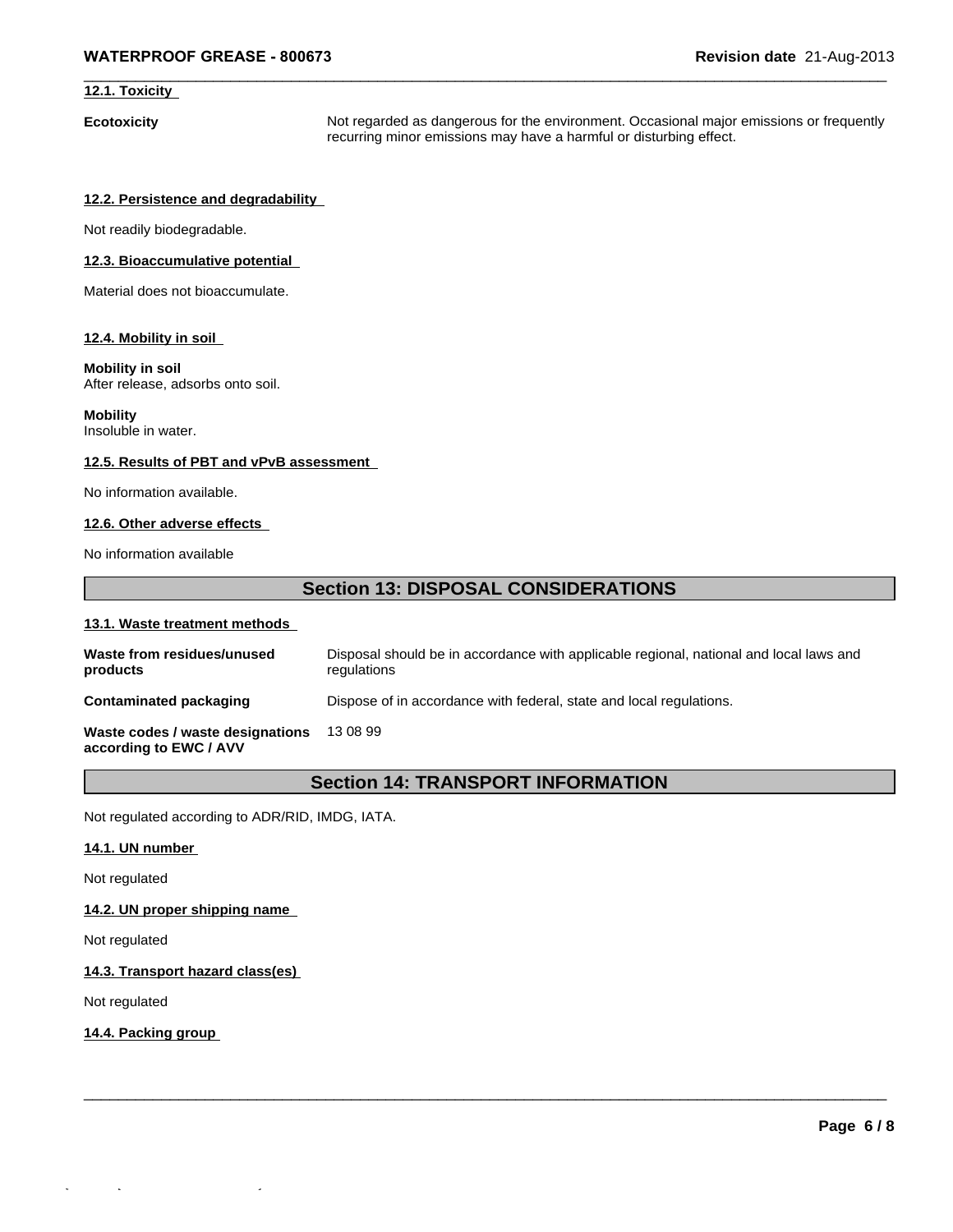### 12.1. Toxicity

**Ecotoxicity** Not regarded as dangerous for the environment. Occasional major emissions or frequently recurring minor emissions may have a harmful or disturbing effect.

### 12.2. Persistence and degradability

Not readily biodegradable.

### 12.3. Bioaccumulative potential

Material does not bioaccumulate.

### 12.4. Mobility in soil

**Mobility in soil**
After release, adsorbs onto soil.

**Mobility**
Insoluble in water.

### 12.5. Results of PBT and vPvB assessment

No information available.

### 12.6. Other adverse effects

No information available

## Section 13: DISPOSAL CONSIDERATIONS

### 13.1. Waste treatment methods

| | |
|---|---|
| **Waste from residues/unused products** | Disposal should be in accordance with applicable regional, national and local laws and regulations |
| **Contaminated packaging** | Dispose of in accordance with federal, state and local regulations. |
| **Waste codes / waste designations according to EWC / AVV** | 13 08 99 |

## Section 14: TRANSPORT INFORMATION

Not regulated according to ADR/RID, IMDG, IATA.

### 14.1. UN number

Not regulated

### 14.2. UN proper shipping name

Not regulated

### 14.3. Transport hazard class(es)

Not regulated

### 14.4. Packing group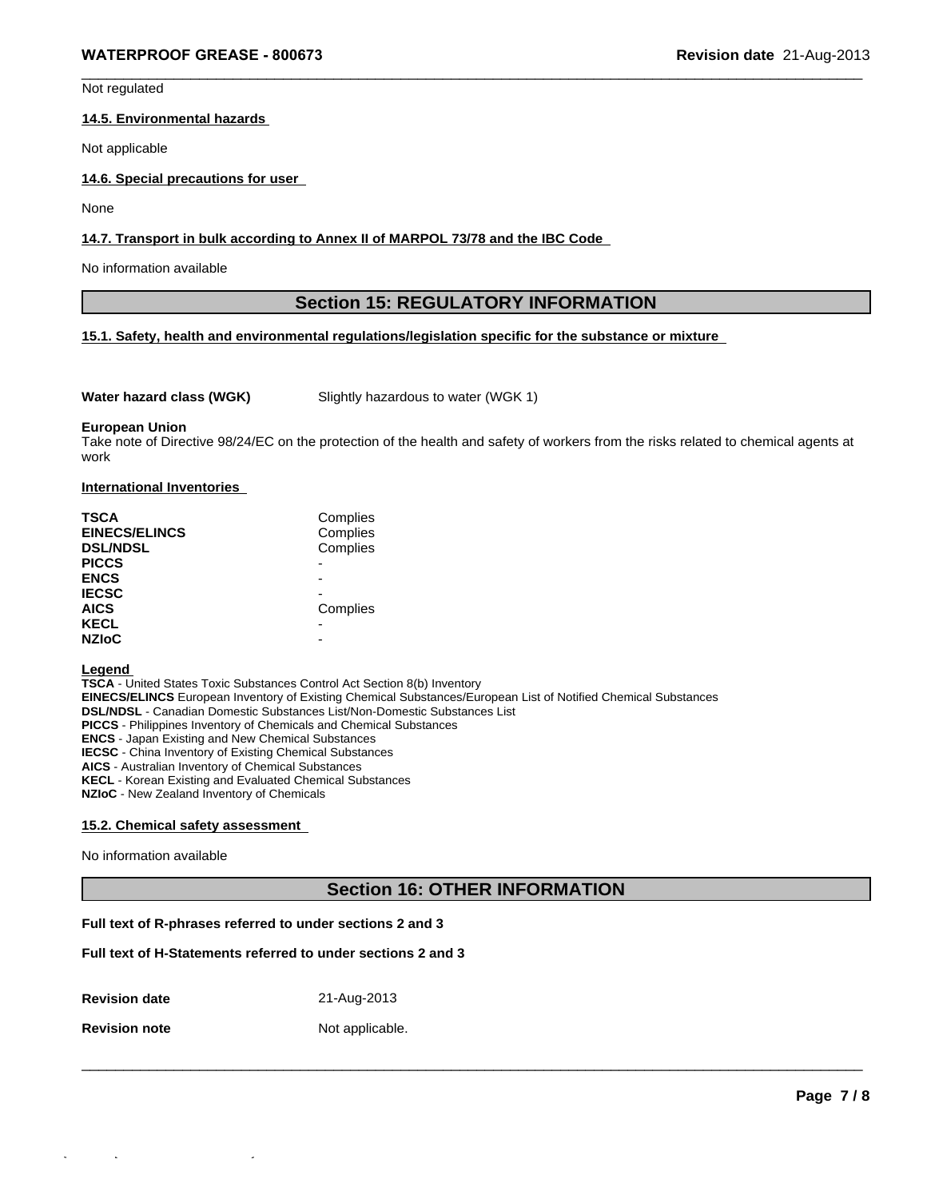Not regulated

### 14.5. Environmental hazards

Not applicable

### 14.6. Special precautions for user

None

### 14.7. Transport in bulk according to Annex II of MARPOL 73/78 and the IBC Code

No information available

## Section 15: REGULATORY INFORMATION

### 15.1. Safety, health and environmental regulations/legislation specific for the substance or mixture

**Water hazard class (WGK)** Slightly hazardous to water (WGK 1)

**European Union**
Take note of Directive 98/24/EC on the protection of the health and safety of workers from the risks related to chemical agents at work

### International Inventories

| Inventory | Status |
|---|---|
| **TSCA** | Complies |
| **EINECS/ELINCS** | Complies |
| **DSL/NDSL** | Complies |
| **PICCS** | - |
| **ENCS** | - |
| **IECSC** | - |
| **AICS** | Complies |
| **KECL** | - |
| **NZIoC** | - |

**Legend**
**TSCA** - United States Toxic Substances Control Act Section 8(b) Inventory
**EINECS/ELINCS** European Inventory of Existing Chemical Substances/European List of Notified Chemical Substances
**DSL/NDSL** - Canadian Domestic Substances List/Non-Domestic Substances List
**PICCS** - Philippines Inventory of Chemicals and Chemical Substances
**ENCS** - Japan Existing and New Chemical Substances
**IECSC** - China Inventory of Existing Chemical Substances
**AICS** - Australian Inventory of Chemical Substances
**KECL** - Korean Existing and Evaluated Chemical Substances
**NZIoC** - New Zealand Inventory of Chemicals

### 15.2. Chemical safety assessment

No information available

## Section 16: OTHER INFORMATION

**Full text of R-phrases referred to under sections 2 and 3**

**Full text of H-Statements referred to under sections 2 and 3**

**Revision date** 21-Aug-2013

**Revision note** Not applicable.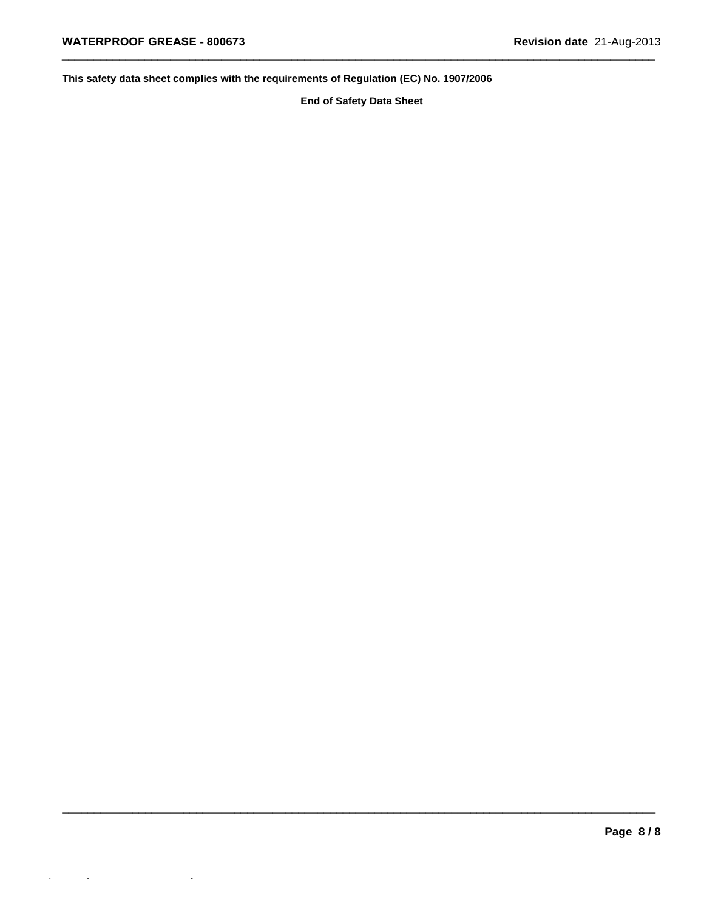**This safety data sheet complies with the requirements of Regulation (EC) No. 1907/2006**

**End of Safety Data Sheet**